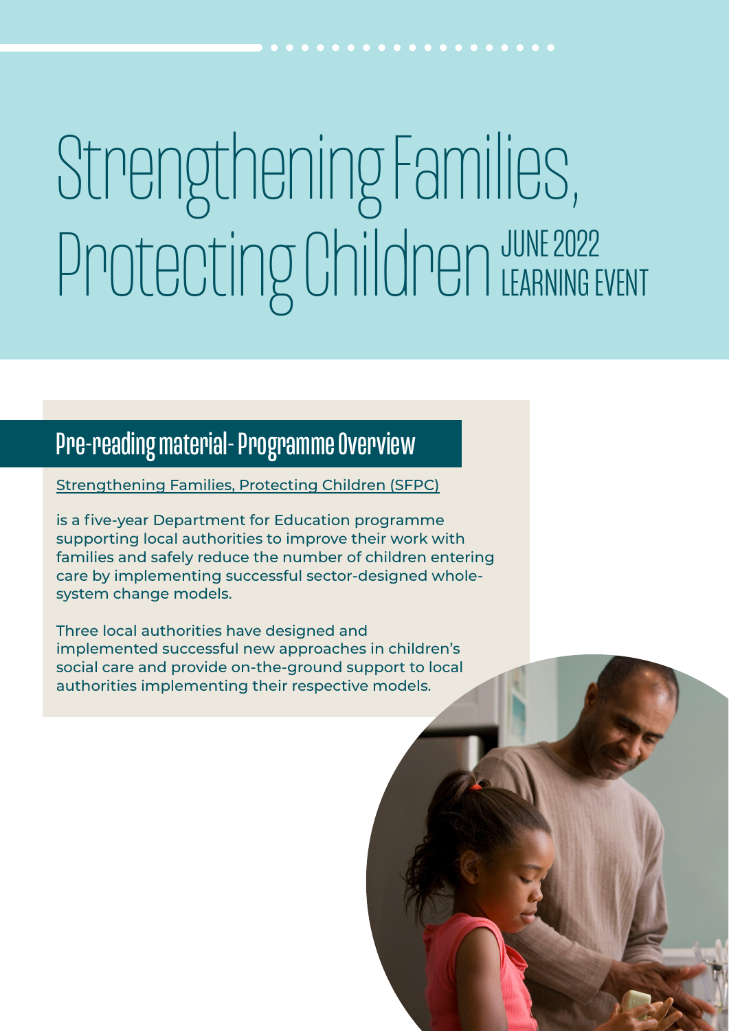# Strengthening Families, Protecting Children

JUNE 2022 LEARNING EVENT

## Pre-reading material- Programme Overview

Strengthening Families, Protecting Children (SFPC)

is a five-year Department for Education programme supporting local authorities to improve their work with families and safely reduce the number of children entering care by implementing successful sector-designed whole-system change models.

Three local authorities have designed and implemented successful new approaches in children's social care and provide on-the-ground support to local authorities implementing their respective models.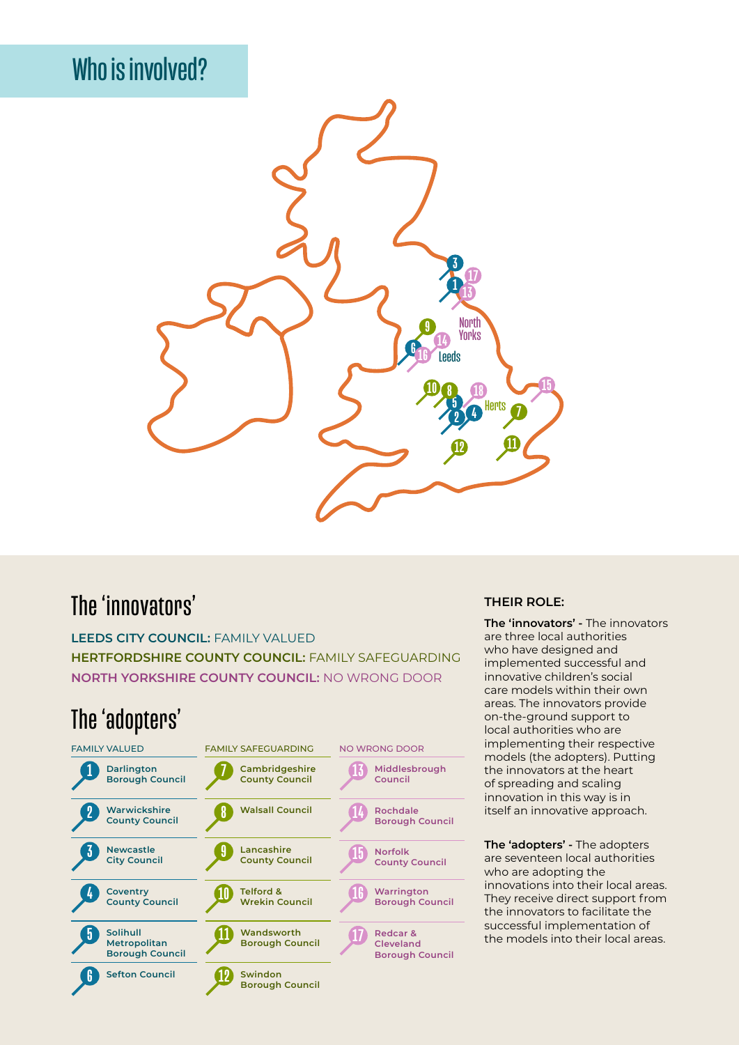# Who is involved?

## The 'innovators'

**LEEDS CITY COUNCIL:** FAMILY VALUED
**HERTFORDSHIRE COUNTY COUNCIL:** FAMILY SAFEGUARDING
**NORTH YORKSHIRE COUNTY COUNCIL:** NO WRONG DOOR

## The 'adopters'

| FAMILY VALUED | FAMILY SAFEGUARDING | NO WRONG DOOR |
|---|---|---|
| 1 Darlington Borough Council | 7 Cambridgeshire County Council | 13 Middlesbrough Council |
| 2 Warwickshire County Council | 8 Walsall Council | 14 Rochdale Borough Council |
| 3 Newcastle City Council | 9 Lancashire County Council | 15 Norfolk County Council |
| 4 Coventry County Council | 10 Telford & Wrekin Council | 16 Warrington Borough Council |
| 5 Solihull Metropolitan Borough Council | 11 Wandsworth Borough Council | 17 Redcar & Cleveland Borough Council |
| 6 Sefton Council | 12 Swindon Borough Council | |

### THEIR ROLE:

**The 'innovators' -** The innovators are three local authorities who have designed and implemented successful and innovative children's social care models within their own areas. The innovators provide on-the-ground support to local authorities who are implementing their respective models (the adopters). Putting the innovators at the heart of spreading and scaling innovation in this way is in itself an innovative approach.

**The 'adopters' -** The adopters are seventeen local authorities who are adopting the innovations into their local areas. They receive direct support from the innovators to facilitate the successful implementation of the models into their local areas.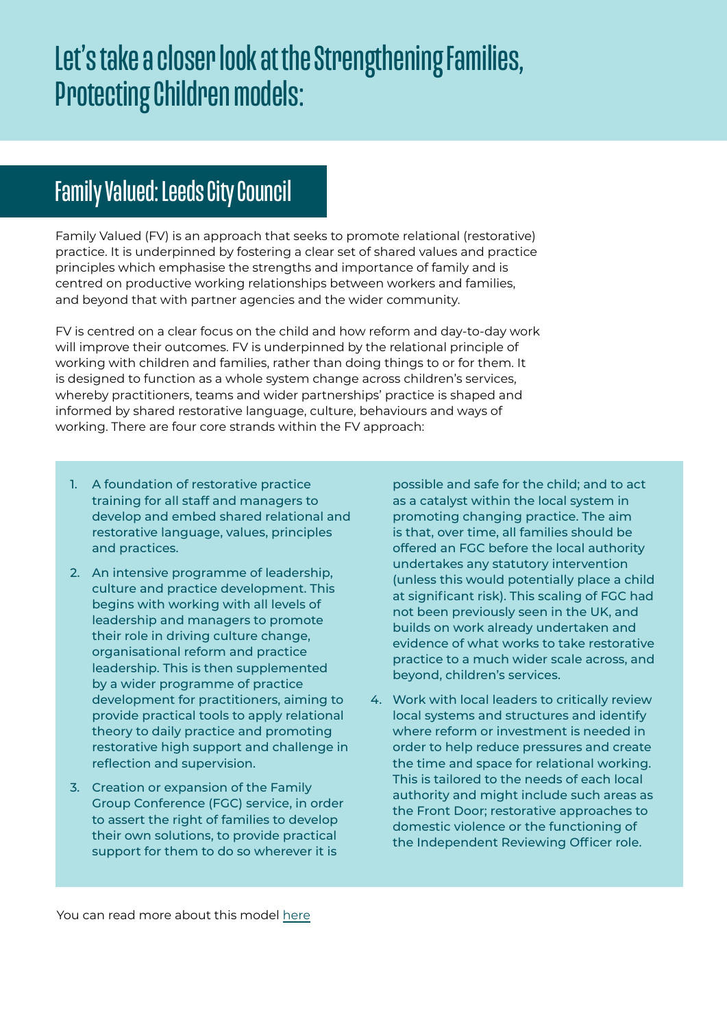# Let's take a closer look at the Strengthening Families, Protecting Children models:

## Family Valued: Leeds City Council

Family Valued (FV) is an approach that seeks to promote relational (restorative) practice. It is underpinned by fostering a clear set of shared values and practice principles which emphasise the strengths and importance of family and is centred on productive working relationships between workers and families, and beyond that with partner agencies and the wider community.

FV is centred on a clear focus on the child and how reform and day-to-day work will improve their outcomes. FV is underpinned by the relational principle of working with children and families, rather than doing things to or for them. It is designed to function as a whole system change across children's services, whereby practitioners, teams and wider partnerships' practice is shaped and informed by shared restorative language, culture, behaviours and ways of working. There are four core strands within the FV approach:

1. A foundation of restorative practice training for all staff and managers to develop and embed shared relational and restorative language, values, principles and practices.
2. An intensive programme of leadership, culture and practice development. This begins with working with all levels of leadership and managers to promote their role in driving culture change, organisational reform and practice leadership. This is then supplemented by a wider programme of practice development for practitioners, aiming to provide practical tools to apply relational theory to daily practice and promoting restorative high support and challenge in reflection and supervision.
3. Creation or expansion of the Family Group Conference (FGC) service, in order to assert the right of families to develop their own solutions, to provide practical support for them to do so wherever it is possible and safe for the child; and to act as a catalyst within the local system in promoting changing practice. The aim is that, over time, all families should be offered an FGC before the local authority undertakes any statutory intervention (unless this would potentially place a child at significant risk). This scaling of FGC had not been previously seen in the UK, and builds on work already undertaken and evidence of what works to take restorative practice to a much wider scale across, and beyond, children's services.
4. Work with local leaders to critically review local systems and structures and identify where reform or investment is needed in order to help reduce pressures and create the time and space for relational working. This is tailored to the needs of each local authority and might include such areas as the Front Door; restorative approaches to domestic violence or the functioning of the Independent Reviewing Officer role.

You can read more about this model here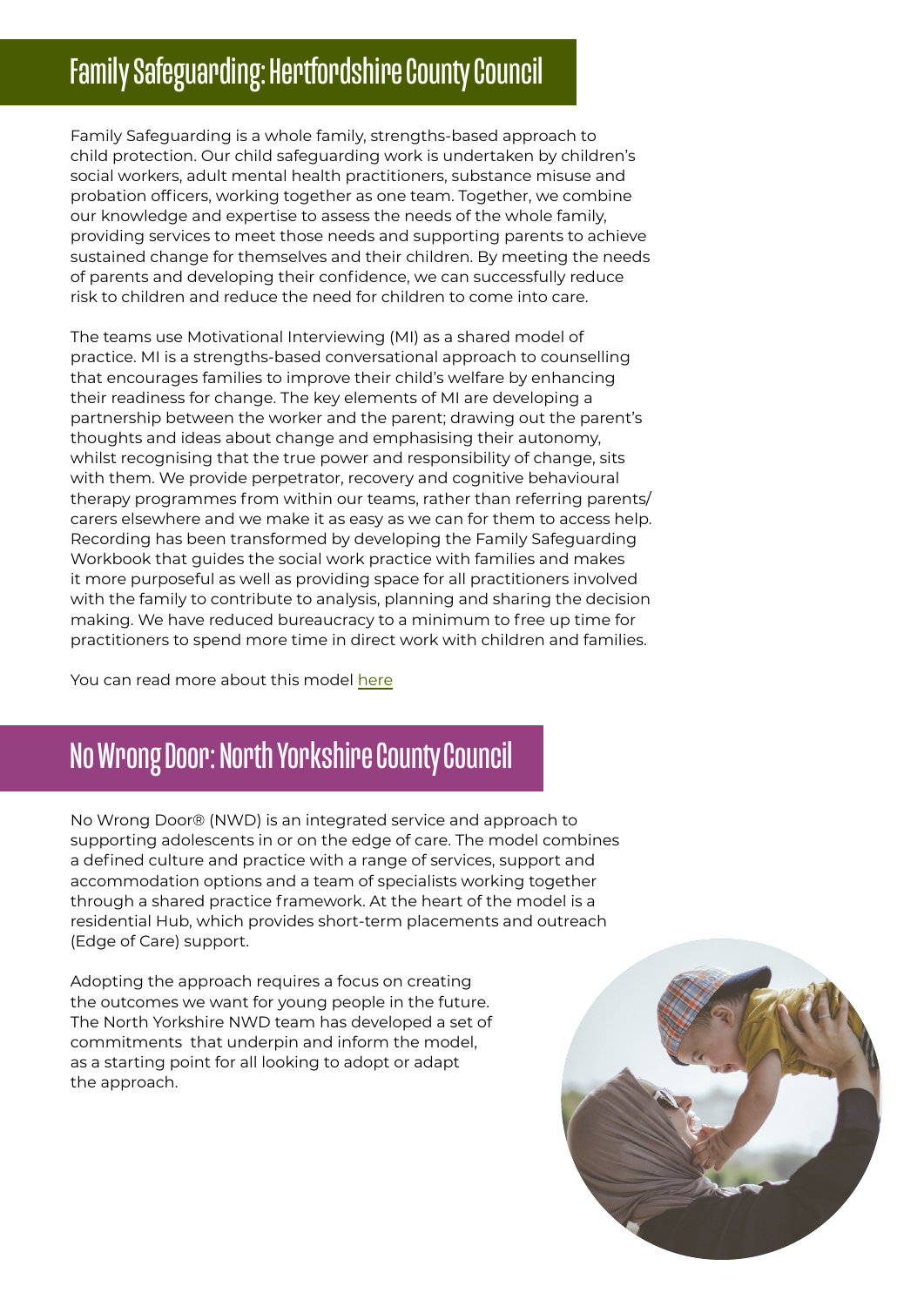## Family Safeguarding: Hertfordshire County Council

Family Safeguarding is a whole family, strengths-based approach to child protection. Our child safeguarding work is undertaken by children's social workers, adult mental health practitioners, substance misuse and probation officers, working together as one team. Together, we combine our knowledge and expertise to assess the needs of the whole family, providing services to meet those needs and supporting parents to achieve sustained change for themselves and their children. By meeting the needs of parents and developing their confidence, we can successfully reduce risk to children and reduce the need for children to come into care.

The teams use Motivational Interviewing (MI) as a shared model of practice. MI is a strengths-based conversational approach to counselling that encourages families to improve their child's welfare by enhancing their readiness for change. The key elements of MI are developing a partnership between the worker and the parent; drawing out the parent's thoughts and ideas about change and emphasising their autonomy, whilst recognising that the true power and responsibility of change, sits with them. We provide perpetrator, recovery and cognitive behavioural therapy programmes from within our teams, rather than referring parents/ carers elsewhere and we make it as easy as we can for them to access help. Recording has been transformed by developing the Family Safeguarding Workbook that guides the social work practice with families and makes it more purposeful as well as providing space for all practitioners involved with the family to contribute to analysis, planning and sharing the decision making. We have reduced bureaucracy to a minimum to free up time for practitioners to spend more time in direct work with children and families.

You can read more about this model here

## No Wrong Door: North Yorkshire County Council

No Wrong Door® (NWD) is an integrated service and approach to supporting adolescents in or on the edge of care. The model combines a defined culture and practice with a range of services, support and accommodation options and a team of specialists working together through a shared practice framework. At the heart of the model is a residential Hub, which provides short-term placements and outreach (Edge of Care) support.

Adopting the approach requires a focus on creating the outcomes we want for young people in the future. The North Yorkshire NWD team has developed a set of commitments that underpin and inform the model, as a starting point for all looking to adopt or adapt the approach.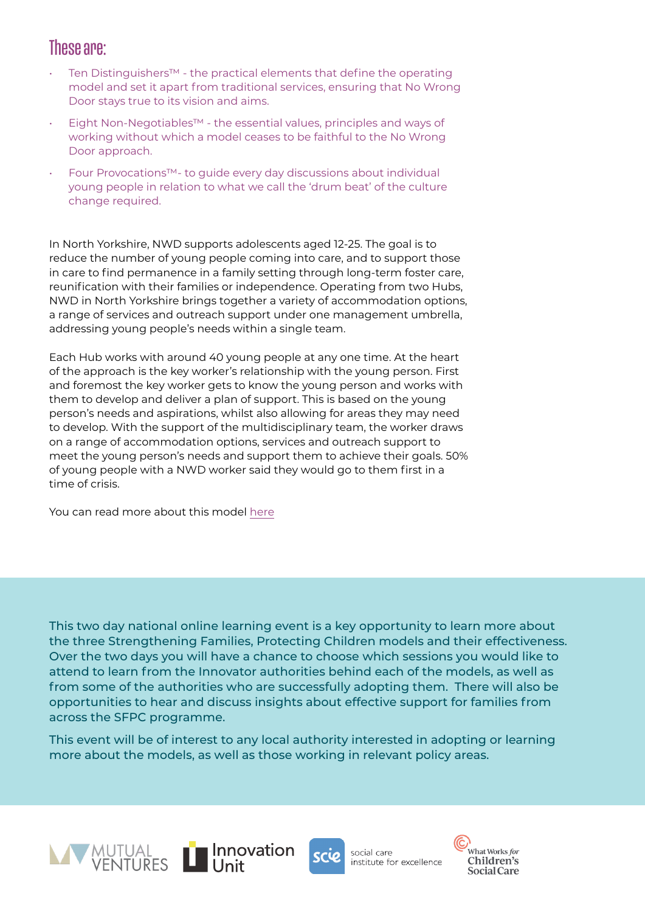## These are:

- Ten Distinguishers™ - the practical elements that define the operating model and set it apart from traditional services, ensuring that No Wrong Door stays true to its vision and aims.
- Eight Non-Negotiables™ - the essential values, principles and ways of working without which a model ceases to be faithful to the No Wrong Door approach.
- Four Provocations™- to guide every day discussions about individual young people in relation to what we call the 'drum beat' of the culture change required.

In North Yorkshire, NWD supports adolescents aged 12-25. The goal is to reduce the number of young people coming into care, and to support those in care to find permanence in a family setting through long-term foster care, reunification with their families or independence. Operating from two Hubs, NWD in North Yorkshire brings together a variety of accommodation options, a range of services and outreach support under one management umbrella, addressing young people's needs within a single team.

Each Hub works with around 40 young people at any one time. At the heart of the approach is the key worker's relationship with the young person. First and foremost the key worker gets to know the young person and works with them to develop and deliver a plan of support. This is based on the young person's needs and aspirations, whilst also allowing for areas they may need to develop. With the support of the multidisciplinary team, the worker draws on a range of accommodation options, services and outreach support to meet the young person's needs and support them to achieve their goals. 50% of young people with a NWD worker said they would go to them first in a time of crisis.

You can read more about this model here

This two day national online learning event is a key opportunity to learn more about the three Strengthening Families, Protecting Children models and their effectiveness. Over the two days you will have a chance to choose which sessions you would like to attend to learn from the Innovator authorities behind each of the models, as well as from some of the authorities who are successfully adopting them. There will also be opportunities to hear and discuss insights about effective support for families from across the SFPC programme.

This event will be of interest to any local authority interested in adopting or learning more about the models, as well as those working in relevant policy areas.

MUTUAL VENTURES

Innovation Unit

scie social care institute for excellence

What Works for Children's Social Care